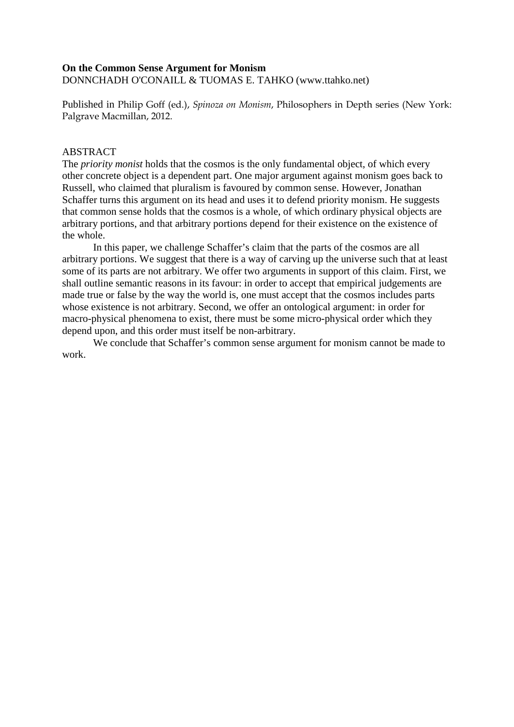**On the Common Sense Argument for Monism**

DONNCHADH O'CONAILL & TUOMAS E. TAHKO (www.ttahko.net)

Published in Philip Goff (ed.), *Spinoza on Monism*, Philosophers in Depth series (New York: Palgrave Macmillan, 2012.

ABSTRACT

The *priority monist* holds that the cosmos is the only fundamental object, of which every other concrete object is a dependent part. One major argument against monism goes back to Russell, who claimed that pluralism is favoured by common sense. However, Jonathan Schaffer turns this argument on its head and uses it to defend priority monism. He suggests that common sense holds that the cosmos is a whole, of which ordinary physical objects are arbitrary portions, and that arbitrary portions depend for their existence on the existence of the whole.

In this paper, we challenge Schaffer's claim that the parts of the cosmos are all arbitrary portions. We suggest that there is a way of carving up the universe such that at least some of its parts are not arbitrary. We offer two arguments in support of this claim. First, we shall outline semantic reasons in its favour: in order to accept that empirical judgements are made true or false by the way the world is, one must accept that the cosmos includes parts whose existence is not arbitrary. Second, we offer an ontological argument: in order for macro-physical phenomena to exist, there must be some micro-physical order which they depend upon, and this order must itself be non-arbitrary.

We conclude that Schaffer's common sense argument for monism cannot be made to work.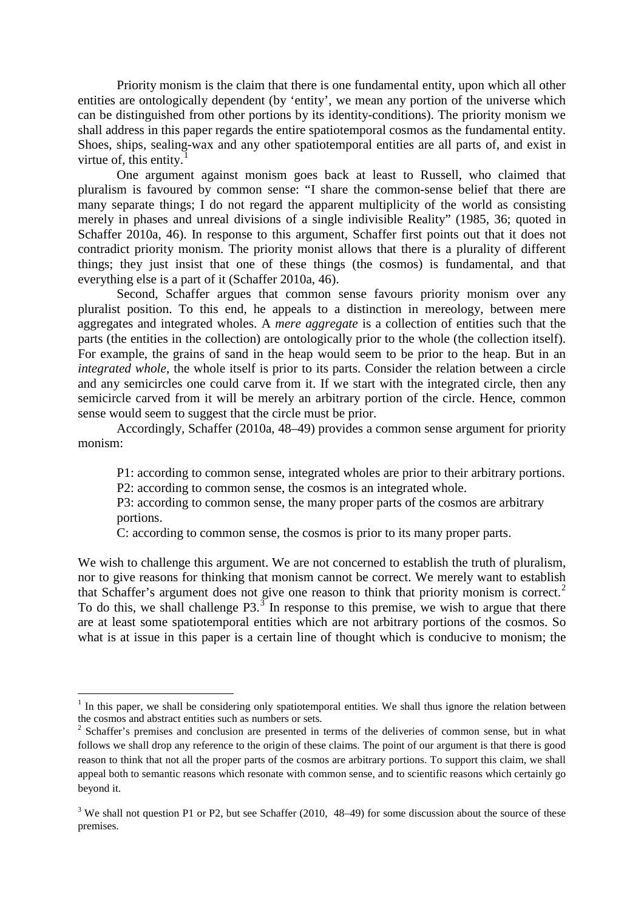Priority monism is the claim that there is one fundamental entity, upon which all other entities are ontologically dependent (by 'entity', we mean any portion of the universe which can be distinguished from other portions by its identity-conditions). The priority monism we shall address in this paper regards the entire spatiotemporal cosmos as the fundamental entity. Shoes, ships, sealing-wax and any other spatiotemporal entities are all parts of, and exist in virtue of, this entity.[1]

One argument against monism goes back at least to Russell, who claimed that pluralism is favoured by common sense: "I share the common-sense belief that there are many separate things; I do not regard the apparent multiplicity of the world as consisting merely in phases and unreal divisions of a single indivisible Reality" (1985, 36; quoted in Schaffer 2010a, 46). In response to this argument, Schaffer first points out that it does not contradict priority monism. The priority monist allows that there is a plurality of different things; they just insist that one of these things (the cosmos) is fundamental, and that everything else is a part of it (Schaffer 2010a, 46).

Second, Schaffer argues that common sense favours priority monism over any pluralist position. To this end, he appeals to a distinction in mereology, between mere aggregates and integrated wholes. A *mere aggregate* is a collection of entities such that the parts (the entities in the collection) are ontologically prior to the whole (the collection itself). For example, the grains of sand in the heap would seem to be prior to the heap. But in an *integrated whole*, the whole itself is prior to its parts. Consider the relation between a circle and any semicircles one could carve from it. If we start with the integrated circle, then any semicircle carved from it will be merely an arbitrary portion of the circle. Hence, common sense would seem to suggest that the circle must be prior.

Accordingly, Schaffer (2010a, 48–49) provides a common sense argument for priority monism:

P1: according to common sense, integrated wholes are prior to their arbitrary portions.
P2: according to common sense, the cosmos is an integrated whole.
P3: according to common sense, the many proper parts of the cosmos are arbitrary portions.
C: according to common sense, the cosmos is prior to its many proper parts.

We wish to challenge this argument. We are not concerned to establish the truth of pluralism, nor to give reasons for thinking that monism cannot be correct. We merely want to establish that Schaffer's argument does not give one reason to think that priority monism is correct.[2] To do this, we shall challenge P3.[3] In response to this premise, we wish to argue that there are at least some spatiotemporal entities which are not arbitrary portions of the cosmos. So what is at issue in this paper is a certain line of thought which is conducive to monism; the

---

[1] In this paper, we shall be considering only spatiotemporal entities. We shall thus ignore the relation between the cosmos and abstract entities such as numbers or sets.

[2] Schaffer's premises and conclusion are presented in terms of the deliveries of common sense, but in what follows we shall drop any reference to the origin of these claims. The point of our argument is that there is good reason to think that not all the proper parts of the cosmos are arbitrary portions. To support this claim, we shall appeal both to semantic reasons which resonate with common sense, and to scientific reasons which certainly go beyond it.

[3] We shall not question P1 or P2, but see Schaffer (2010, 48–49) for some discussion about the source of these premises.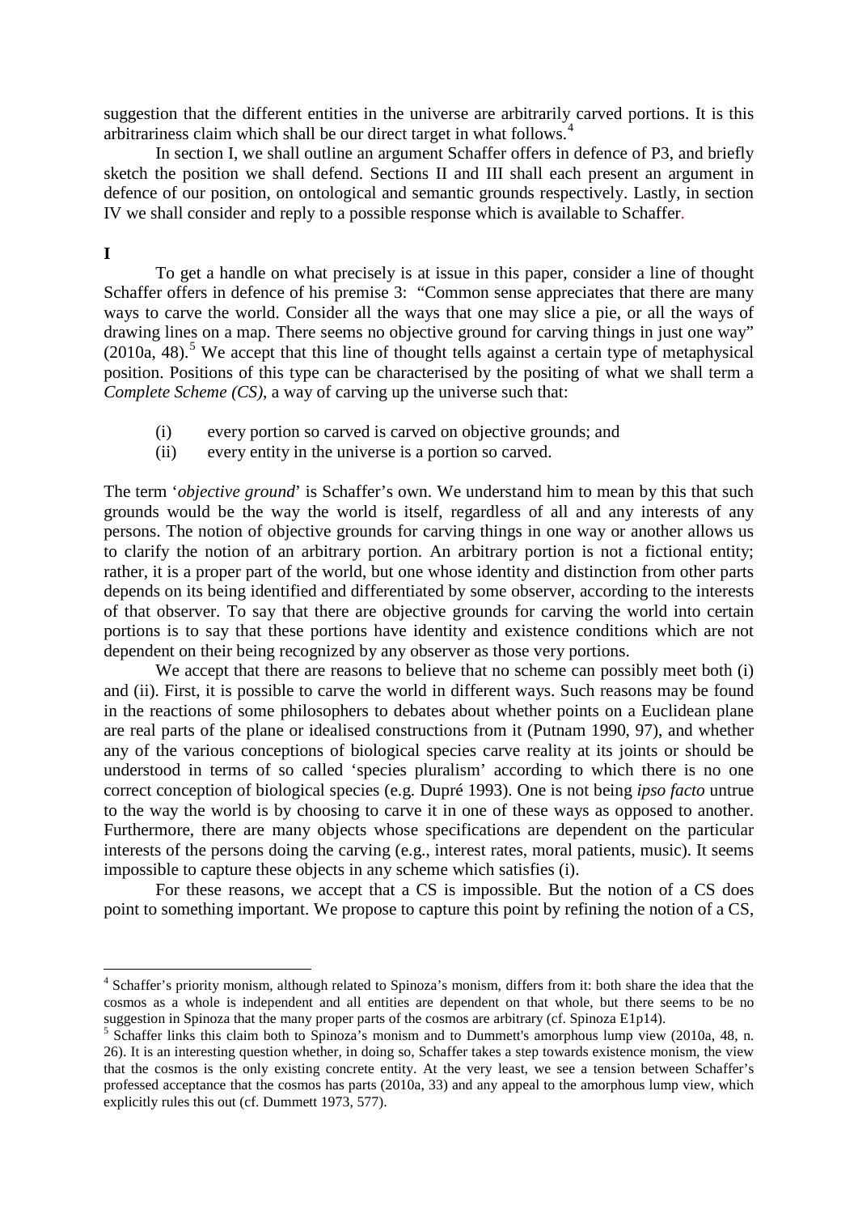suggestion that the different entities in the universe are arbitrarily carved portions. It is this arbitrariness claim which shall be our direct target in what follows.[4]

In section I, we shall outline an argument Schaffer offers in defence of P3, and briefly sketch the position we shall defend. Sections II and III shall each present an argument in defence of our position, on ontological and semantic grounds respectively. Lastly, in section IV we shall consider and reply to a possible response which is available to Schaffer.

**I**

To get a handle on what precisely is at issue in this paper, consider a line of thought Schaffer offers in defence of his premise 3: "Common sense appreciates that there are many ways to carve the world. Consider all the ways that one may slice a pie, or all the ways of drawing lines on a map. There seems no objective ground for carving things in just one way" (2010a, 48).[5] We accept that this line of thought tells against a certain type of metaphysical position. Positions of this type can be characterised by the positing of what we shall term a *Complete Scheme (CS)*, a way of carving up the universe such that:

(i) every portion so carved is carved on objective grounds; and
(ii) every entity in the universe is a portion so carved.

The term '*objective ground*' is Schaffer's own. We understand him to mean by this that such grounds would be the way the world is itself, regardless of all and any interests of any persons. The notion of objective grounds for carving things in one way or another allows us to clarify the notion of an arbitrary portion. An arbitrary portion is not a fictional entity; rather, it is a proper part of the world, but one whose identity and distinction from other parts depends on its being identified and differentiated by some observer, according to the interests of that observer. To say that there are objective grounds for carving the world into certain portions is to say that these portions have identity and existence conditions which are not dependent on their being recognized by any observer as those very portions.

We accept that there are reasons to believe that no scheme can possibly meet both (i) and (ii). First, it is possible to carve the world in different ways. Such reasons may be found in the reactions of some philosophers to debates about whether points on a Euclidean plane are real parts of the plane or idealised constructions from it (Putnam 1990, 97), and whether any of the various conceptions of biological species carve reality at its joints or should be understood in terms of so called 'species pluralism' according to which there is no one correct conception of biological species (e.g. Dupré 1993). One is not being *ipso facto* untrue to the way the world is by choosing to carve it in one of these ways as opposed to another. Furthermore, there are many objects whose specifications are dependent on the particular interests of the persons doing the carving (e.g., interest rates, moral patients, music). It seems impossible to capture these objects in any scheme which satisfies (i).

For these reasons, we accept that a CS is impossible. But the notion of a CS does point to something important. We propose to capture this point by refining the notion of a CS,

---

[4] Schaffer's priority monism, although related to Spinoza's monism, differs from it: both share the idea that the cosmos as a whole is independent and all entities are dependent on that whole, but there seems to be no suggestion in Spinoza that the many proper parts of the cosmos are arbitrary (cf. Spinoza E1p14).

[5] Schaffer links this claim both to Spinoza's monism and to Dummett's amorphous lump view (2010a, 48, n. 26). It is an interesting question whether, in doing so, Schaffer takes a step towards existence monism, the view that the cosmos is the only existing concrete entity. At the very least, we see a tension between Schaffer's professed acceptance that the cosmos has parts (2010a, 33) and any appeal to the amorphous lump view, which explicitly rules this out (cf. Dummett 1973, 577).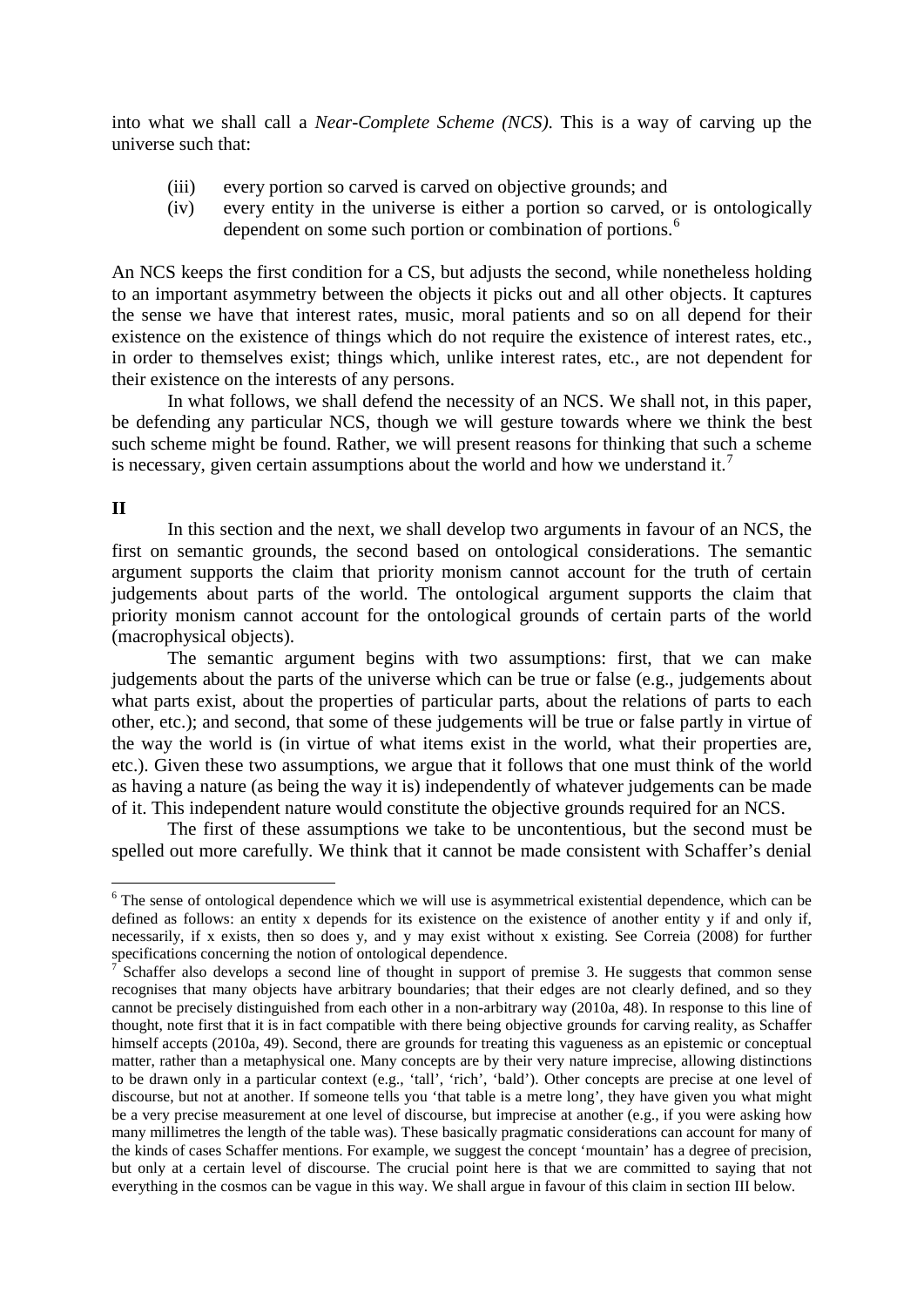into what we shall call a *Near-Complete Scheme (NCS)*. This is a way of carving up the universe such that:

(iii) every portion so carved is carved on objective grounds; and

(iv) every entity in the universe is either a portion so carved, or is ontologically dependent on some such portion or combination of portions.[6]

An NCS keeps the first condition for a CS, but adjusts the second, while nonetheless holding to an important asymmetry between the objects it picks out and all other objects. It captures the sense we have that interest rates, music, moral patients and so on all depend for their existence on the existence of things which do not require the existence of interest rates, etc., in order to themselves exist; things which, unlike interest rates, etc., are not dependent for their existence on the interests of any persons.

In what follows, we shall defend the necessity of an NCS. We shall not, in this paper, be defending any particular NCS, though we will gesture towards where we think the best such scheme might be found. Rather, we will present reasons for thinking that such a scheme is necessary, given certain assumptions about the world and how we understand it.[7]

## II

In this section and the next, we shall develop two arguments in favour of an NCS, the first on semantic grounds, the second based on ontological considerations. The semantic argument supports the claim that priority monism cannot account for the truth of certain judgements about parts of the world. The ontological argument supports the claim that priority monism cannot account for the ontological grounds of certain parts of the world (macrophysical objects).

The semantic argument begins with two assumptions: first, that we can make judgements about the parts of the universe which can be true or false (e.g., judgements about what parts exist, about the properties of particular parts, about the relations of parts to each other, etc.); and second, that some of these judgements will be true or false partly in virtue of the way the world is (in virtue of what items exist in the world, what their properties are, etc.). Given these two assumptions, we argue that it follows that one must think of the world as having a nature (as being the way it is) independently of whatever judgements can be made of it. This independent nature would constitute the objective grounds required for an NCS.

The first of these assumptions we take to be uncontentious, but the second must be spelled out more carefully. We think that it cannot be made consistent with Schaffer's denial

---

[6] The sense of ontological dependence which we will use is asymmetrical existential dependence, which can be defined as follows: an entity x depends for its existence on the existence of another entity y if and only if, necessarily, if x exists, then so does y, and y may exist without x existing. See Correia (2008) for further specifications concerning the notion of ontological dependence.

[7] Schaffer also develops a second line of thought in support of premise 3. He suggests that common sense recognises that many objects have arbitrary boundaries; that their edges are not clearly defined, and so they cannot be precisely distinguished from each other in a non-arbitrary way (2010a, 48). In response to this line of thought, note first that it is in fact compatible with there being objective grounds for carving reality, as Schaffer himself accepts (2010a, 49). Second, there are grounds for treating this vagueness as an epistemic or conceptual matter, rather than a metaphysical one. Many concepts are by their very nature imprecise, allowing distinctions to be drawn only in a particular context (e.g., 'tall', 'rich', 'bald'). Other concepts are precise at one level of discourse, but not at another. If someone tells you 'that table is a metre long', they have given you what might be a very precise measurement at one level of discourse, but imprecise at another (e.g., if you were asking how many millimetres the length of the table was). These basically pragmatic considerations can account for many of the kinds of cases Schaffer mentions. For example, we suggest the concept 'mountain' has a degree of precision, but only at a certain level of discourse. The crucial point here is that we are committed to saying that not everything in the cosmos can be vague in this way. We shall argue in favour of this claim in section III below.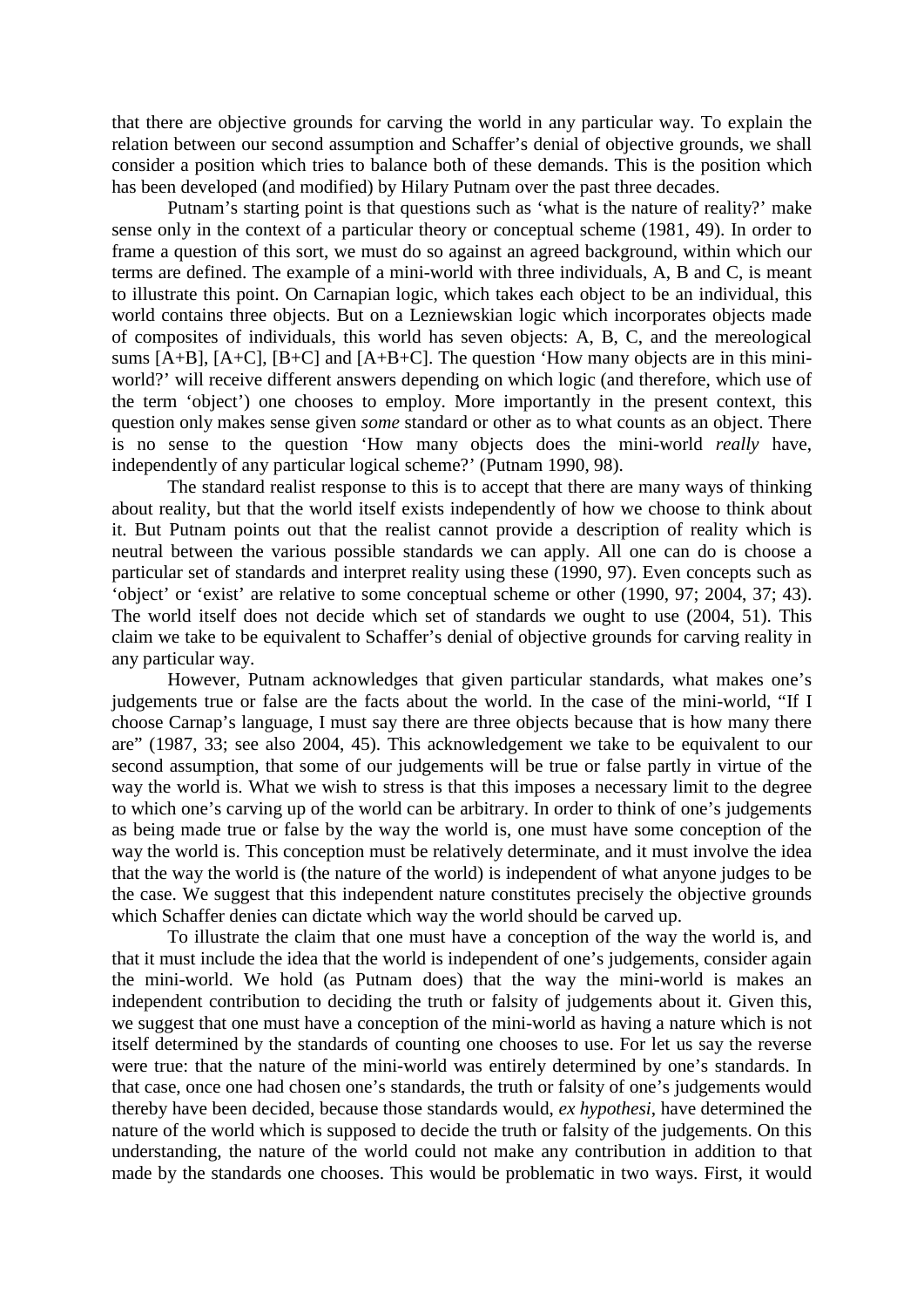that there are objective grounds for carving the world in any particular way. To explain the relation between our second assumption and Schaffer's denial of objective grounds, we shall consider a position which tries to balance both of these demands. This is the position which has been developed (and modified) by Hilary Putnam over the past three decades.

Putnam's starting point is that questions such as 'what is the nature of reality?' make sense only in the context of a particular theory or conceptual scheme (1981, 49). In order to frame a question of this sort, we must do so against an agreed background, within which our terms are defined. The example of a mini-world with three individuals, A, B and C, is meant to illustrate this point. On Carnapian logic, which takes each object to be an individual, this world contains three objects. But on a Lezniewskian logic which incorporates objects made of composites of individuals, this world has seven objects: A, B, C, and the mereological sums [A+B], [A+C], [B+C] and [A+B+C]. The question 'How many objects are in this mini-world?' will receive different answers depending on which logic (and therefore, which use of the term 'object') one chooses to employ. More importantly in the present context, this question only makes sense given *some* standard or other as to what counts as an object. There is no sense to the question 'How many objects does the mini-world *really* have, independently of any particular logical scheme?' (Putnam 1990, 98).

The standard realist response to this is to accept that there are many ways of thinking about reality, but that the world itself exists independently of how we choose to think about it. But Putnam points out that the realist cannot provide a description of reality which is neutral between the various possible standards we can apply. All one can do is choose a particular set of standards and interpret reality using these (1990, 97). Even concepts such as 'object' or 'exist' are relative to some conceptual scheme or other (1990, 97; 2004, 37; 43). The world itself does not decide which set of standards we ought to use (2004, 51). This claim we take to be equivalent to Schaffer's denial of objective grounds for carving reality in any particular way.

However, Putnam acknowledges that given particular standards, what makes one's judgements true or false are the facts about the world. In the case of the mini-world, "If I choose Carnap's language, I must say there are three objects because that is how many there are" (1987, 33; see also 2004, 45). This acknowledgement we take to be equivalent to our second assumption, that some of our judgements will be true or false partly in virtue of the way the world is. What we wish to stress is that this imposes a necessary limit to the degree to which one's carving up of the world can be arbitrary. In order to think of one's judgements as being made true or false by the way the world is, one must have some conception of the way the world is. This conception must be relatively determinate, and it must involve the idea that the way the world is (the nature of the world) is independent of what anyone judges to be the case. We suggest that this independent nature constitutes precisely the objective grounds which Schaffer denies can dictate which way the world should be carved up.

To illustrate the claim that one must have a conception of the way the world is, and that it must include the idea that the world is independent of one's judgements, consider again the mini-world. We hold (as Putnam does) that the way the mini-world is makes an independent contribution to deciding the truth or falsity of judgements about it. Given this, we suggest that one must have a conception of the mini-world as having a nature which is not itself determined by the standards of counting one chooses to use. For let us say the reverse were true: that the nature of the mini-world was entirely determined by one's standards. In that case, once one had chosen one's standards, the truth or falsity of one's judgements would thereby have been decided, because those standards would, *ex hypothesi*, have determined the nature of the world which is supposed to decide the truth or falsity of the judgements. On this understanding, the nature of the world could not make any contribution in addition to that made by the standards one chooses. This would be problematic in two ways. First, it would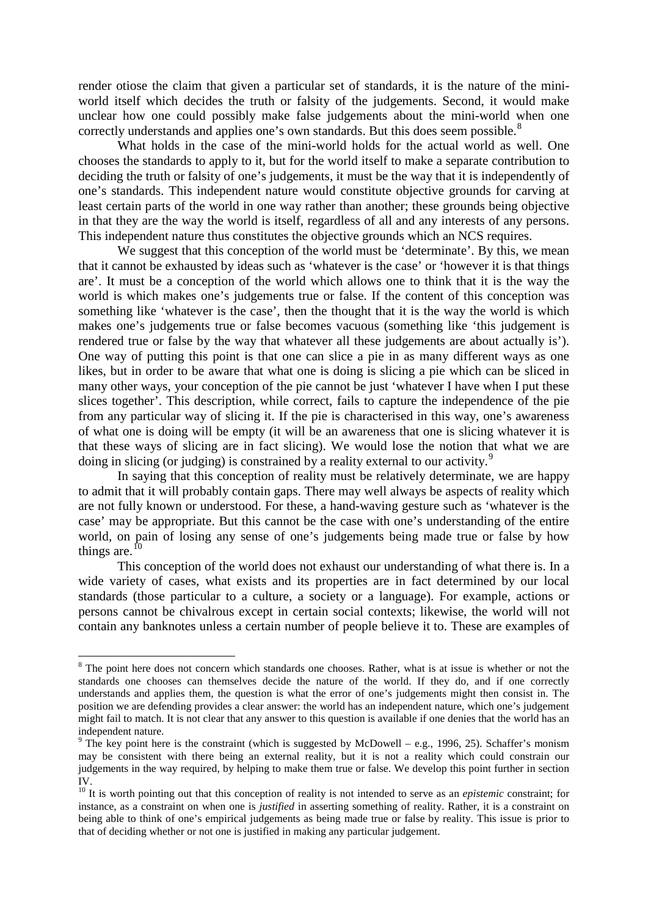render otiose the claim that given a particular set of standards, it is the nature of the mini-world itself which decides the truth or falsity of the judgements. Second, it would make unclear how one could possibly make false judgements about the mini-world when one correctly understands and applies one's own standards. But this does seem possible.[8]

What holds in the case of the mini-world holds for the actual world as well. One chooses the standards to apply to it, but for the world itself to make a separate contribution to deciding the truth or falsity of one's judgements, it must be the way that it is independently of one's standards. This independent nature would constitute objective grounds for carving at least certain parts of the world in one way rather than another; these grounds being objective in that they are the way the world is itself, regardless of all and any interests of any persons. This independent nature thus constitutes the objective grounds which an NCS requires.

We suggest that this conception of the world must be 'determinate'. By this, we mean that it cannot be exhausted by ideas such as 'whatever is the case' or 'however it is that things are'. It must be a conception of the world which allows one to think that it is the way the world is which makes one's judgements true or false. If the content of this conception was something like 'whatever is the case', then the thought that it is the way the world is which makes one's judgements true or false becomes vacuous (something like 'this judgement is rendered true or false by the way that whatever all these judgements are about actually is'). One way of putting this point is that one can slice a pie in as many different ways as one likes, but in order to be aware that what one is doing is slicing a pie which can be sliced in many other ways, your conception of the pie cannot be just 'whatever I have when I put these slices together'. This description, while correct, fails to capture the independence of the pie from any particular way of slicing it. If the pie is characterised in this way, one's awareness of what one is doing will be empty (it will be an awareness that one is slicing whatever it is that these ways of slicing are in fact slicing). We would lose the notion that what we are doing in slicing (or judging) is constrained by a reality external to our activity.[9]

In saying that this conception of reality must be relatively determinate, we are happy to admit that it will probably contain gaps. There may well always be aspects of reality which are not fully known or understood. For these, a hand-waving gesture such as 'whatever is the case' may be appropriate. But this cannot be the case with one's understanding of the entire world, on pain of losing any sense of one's judgements being made true or false by how things are.[10]

This conception of the world does not exhaust our understanding of what there is. In a wide variety of cases, what exists and its properties are in fact determined by our local standards (those particular to a culture, a society or a language). For example, actions or persons cannot be chivalrous except in certain social contexts; likewise, the world will not contain any banknotes unless a certain number of people believe it to. These are examples of

---

[8] The point here does not concern which standards one chooses. Rather, what is at issue is whether or not the standards one chooses can themselves decide the nature of the world. If they do, and if one correctly understands and applies them, the question is what the error of one's judgements might then consist in. The position we are defending provides a clear answer: the world has an independent nature, which one's judgement might fail to match. It is not clear that any answer to this question is available if one denies that the world has an independent nature.

[9] The key point here is the constraint (which is suggested by McDowell – e.g., 1996, 25). Schaffer's monism may be consistent with there being an external reality, but it is not a reality which could constrain our judgements in the way required, by helping to make them true or false. We develop this point further in section IV.

[10] It is worth pointing out that this conception of reality is not intended to serve as an *epistemic* constraint; for instance, as a constraint on when one is *justified* in asserting something of reality. Rather, it is a constraint on being able to think of one's empirical judgements as being made true or false by reality. This issue is prior to that of deciding whether or not one is justified in making any particular judgement.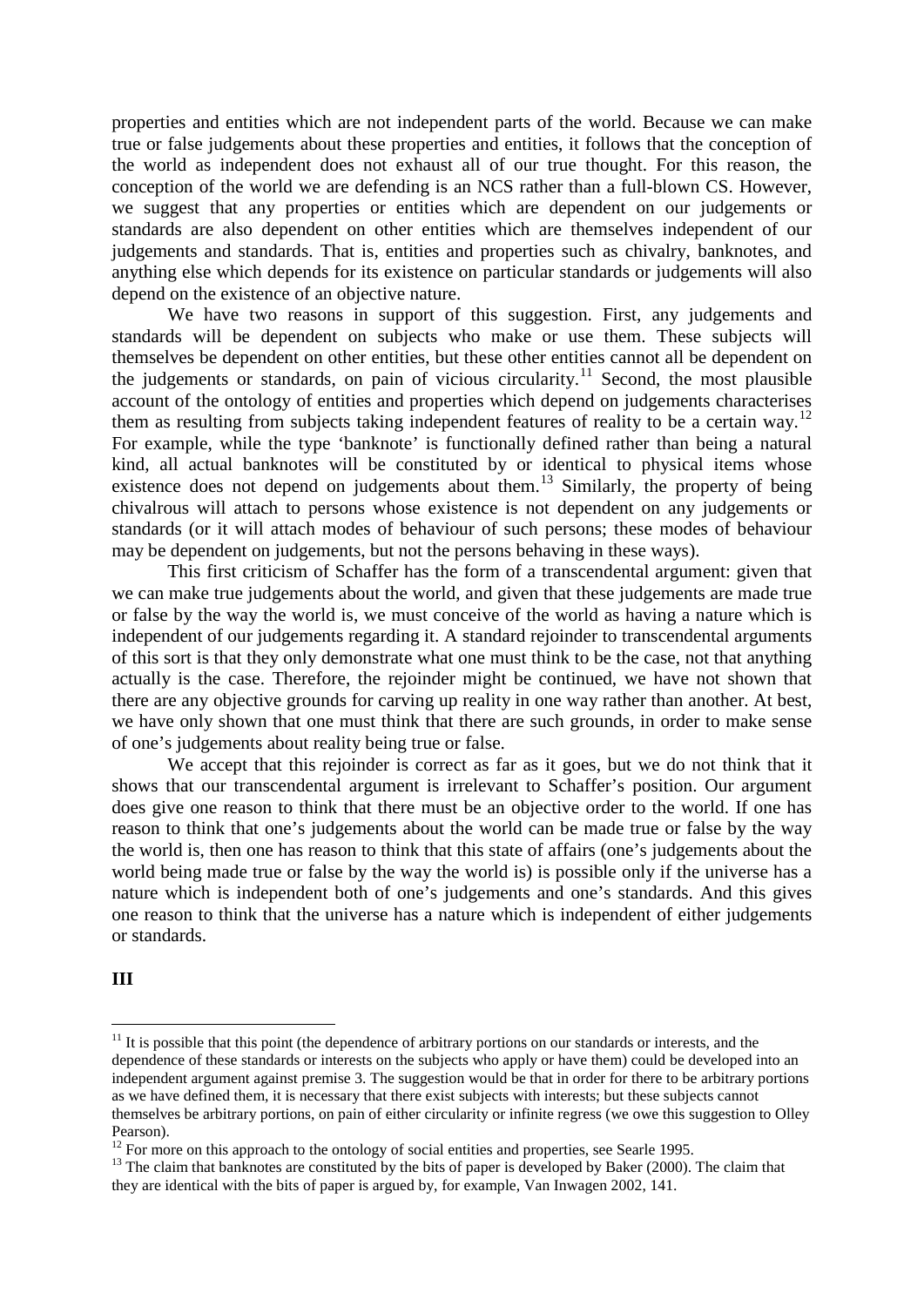properties and entities which are not independent parts of the world. Because we can make true or false judgements about these properties and entities, it follows that the conception of the world as independent does not exhaust all of our true thought. For this reason, the conception of the world we are defending is an NCS rather than a full-blown CS. However, we suggest that any properties or entities which are dependent on our judgements or standards are also dependent on other entities which are themselves independent of our judgements and standards. That is, entities and properties such as chivalry, banknotes, and anything else which depends for its existence on particular standards or judgements will also depend on the existence of an objective nature.

We have two reasons in support of this suggestion. First, any judgements and standards will be dependent on subjects who make or use them. These subjects will themselves be dependent on other entities, but these other entities cannot all be dependent on the judgements or standards, on pain of vicious circularity.[11] Second, the most plausible account of the ontology of entities and properties which depend on judgements characterises them as resulting from subjects taking independent features of reality to be a certain way.[12] For example, while the type 'banknote' is functionally defined rather than being a natural kind, all actual banknotes will be constituted by or identical to physical items whose existence does not depend on judgements about them.[13] Similarly, the property of being chivalrous will attach to persons whose existence is not dependent on any judgements or standards (or it will attach modes of behaviour of such persons; these modes of behaviour may be dependent on judgements, but not the persons behaving in these ways).

This first criticism of Schaffer has the form of a transcendental argument: given that we can make true judgements about the world, and given that these judgements are made true or false by the way the world is, we must conceive of the world as having a nature which is independent of our judgements regarding it. A standard rejoinder to transcendental arguments of this sort is that they only demonstrate what one must think to be the case, not that anything actually is the case. Therefore, the rejoinder might be continued, we have not shown that there are any objective grounds for carving up reality in one way rather than another. At best, we have only shown that one must think that there are such grounds, in order to make sense of one's judgements about reality being true or false.

We accept that this rejoinder is correct as far as it goes, but we do not think that it shows that our transcendental argument is irrelevant to Schaffer's position. Our argument does give one reason to think that there must be an objective order to the world. If one has reason to think that one's judgements about the world can be made true or false by the way the world is, then one has reason to think that this state of affairs (one's judgements about the world being made true or false by the way the world is) is possible only if the universe has a nature which is independent both of one's judgements and one's standards. And this gives one reason to think that the universe has a nature which is independent of either judgements or standards.

**III**

---

[11] It is possible that this point (the dependence of arbitrary portions on our standards or interests, and the dependence of these standards or interests on the subjects who apply or have them) could be developed into an independent argument against premise 3. The suggestion would be that in order for there to be arbitrary portions as we have defined them, it is necessary that there exist subjects with interests; but these subjects cannot themselves be arbitrary portions, on pain of either circularity or infinite regress (we owe this suggestion to Olley Pearson).

[12] For more on this approach to the ontology of social entities and properties, see Searle 1995.

[13] The claim that banknotes are constituted by the bits of paper is developed by Baker (2000). The claim that they are identical with the bits of paper is argued by, for example, Van Inwagen 2002, 141.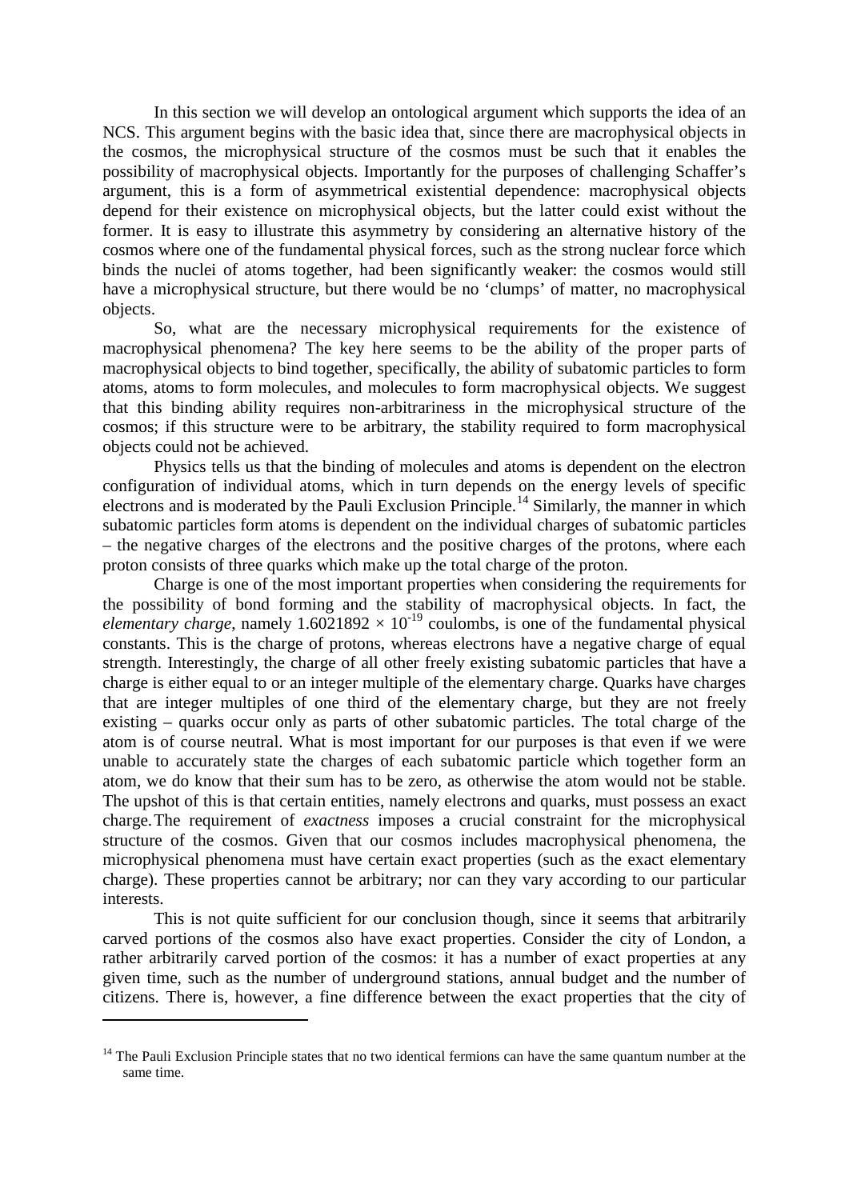In this section we will develop an ontological argument which supports the idea of an NCS. This argument begins with the basic idea that, since there are macrophysical objects in the cosmos, the microphysical structure of the cosmos must be such that it enables the possibility of macrophysical objects. Importantly for the purposes of challenging Schaffer's argument, this is a form of asymmetrical existential dependence: macrophysical objects depend for their existence on microphysical objects, but the latter could exist without the former. It is easy to illustrate this asymmetry by considering an alternative history of the cosmos where one of the fundamental physical forces, such as the strong nuclear force which binds the nuclei of atoms together, had been significantly weaker: the cosmos would still have a microphysical structure, but there would be no 'clumps' of matter, no macrophysical objects.

So, what are the necessary microphysical requirements for the existence of macrophysical phenomena? The key here seems to be the ability of the proper parts of macrophysical objects to bind together, specifically, the ability of subatomic particles to form atoms, atoms to form molecules, and molecules to form macrophysical objects. We suggest that this binding ability requires non-arbitrariness in the microphysical structure of the cosmos; if this structure were to be arbitrary, the stability required to form macrophysical objects could not be achieved.

Physics tells us that the binding of molecules and atoms is dependent on the electron configuration of individual atoms, which in turn depends on the energy levels of specific electrons and is moderated by the Pauli Exclusion Principle.[14] Similarly, the manner in which subatomic particles form atoms is dependent on the individual charges of subatomic particles – the negative charges of the electrons and the positive charges of the protons, where each proton consists of three quarks which make up the total charge of the proton.

Charge is one of the most important properties when considering the requirements for the possibility of bond forming and the stability of macrophysical objects. In fact, the *elementary charge*, namely $1.6021892 \times 10^{-19}$ coulombs, is one of the fundamental physical constants. This is the charge of protons, whereas electrons have a negative charge of equal strength. Interestingly, the charge of all other freely existing subatomic particles that have a charge is either equal to or an integer multiple of the elementary charge. Quarks have charges that are integer multiples of one third of the elementary charge, but they are not freely existing – quarks occur only as parts of other subatomic particles. The total charge of the atom is of course neutral. What is most important for our purposes is that even if we were unable to accurately state the charges of each subatomic particle which together form an atom, we do know that their sum has to be zero, as otherwise the atom would not be stable. The upshot of this is that certain entities, namely electrons and quarks, must possess an exact charge. The requirement of *exactness* imposes a crucial constraint for the microphysical structure of the cosmos. Given that our cosmos includes macrophysical phenomena, the microphysical phenomena must have certain exact properties (such as the exact elementary charge). These properties cannot be arbitrary; nor can they vary according to our particular interests.

This is not quite sufficient for our conclusion though, since it seems that arbitrarily carved portions of the cosmos also have exact properties. Consider the city of London, a rather arbitrarily carved portion of the cosmos: it has a number of exact properties at any given time, such as the number of underground stations, annual budget and the number of citizens. There is, however, a fine difference between the exact properties that the city of

[14] The Pauli Exclusion Principle states that no two identical fermions can have the same quantum number at the same time.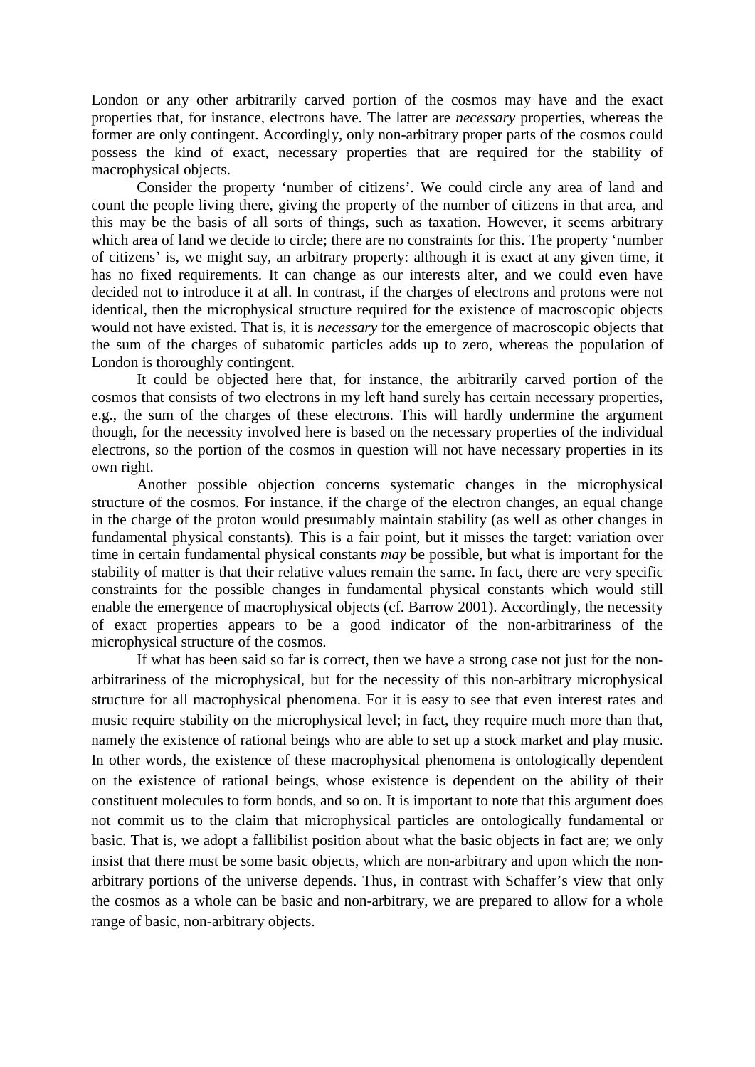London or any other arbitrarily carved portion of the cosmos may have and the exact properties that, for instance, electrons have. The latter are *necessary* properties, whereas the former are only contingent. Accordingly, only non-arbitrary proper parts of the cosmos could possess the kind of exact, necessary properties that are required for the stability of macrophysical objects.

Consider the property 'number of citizens'. We could circle any area of land and count the people living there, giving the property of the number of citizens in that area, and this may be the basis of all sorts of things, such as taxation. However, it seems arbitrary which area of land we decide to circle; there are no constraints for this. The property 'number of citizens' is, we might say, an arbitrary property: although it is exact at any given time, it has no fixed requirements. It can change as our interests alter, and we could even have decided not to introduce it at all. In contrast, if the charges of electrons and protons were not identical, then the microphysical structure required for the existence of macroscopic objects would not have existed. That is, it is *necessary* for the emergence of macroscopic objects that the sum of the charges of subatomic particles adds up to zero, whereas the population of London is thoroughly contingent.

It could be objected here that, for instance, the arbitrarily carved portion of the cosmos that consists of two electrons in my left hand surely has certain necessary properties, e.g., the sum of the charges of these electrons. This will hardly undermine the argument though, for the necessity involved here is based on the necessary properties of the individual electrons, so the portion of the cosmos in question will not have necessary properties in its own right.

Another possible objection concerns systematic changes in the microphysical structure of the cosmos. For instance, if the charge of the electron changes, an equal change in the charge of the proton would presumably maintain stability (as well as other changes in fundamental physical constants). This is a fair point, but it misses the target: variation over time in certain fundamental physical constants *may* be possible, but what is important for the stability of matter is that their relative values remain the same. In fact, there are very specific constraints for the possible changes in fundamental physical constants which would still enable the emergence of macrophysical objects (cf. Barrow 2001). Accordingly, the necessity of exact properties appears to be a good indicator of the non-arbitrariness of the microphysical structure of the cosmos.

If what has been said so far is correct, then we have a strong case not just for the non-arbitrariness of the microphysical, but for the necessity of this non-arbitrary microphysical structure for all macrophysical phenomena. For it is easy to see that even interest rates and music require stability on the microphysical level; in fact, they require much more than that, namely the existence of rational beings who are able to set up a stock market and play music. In other words, the existence of these macrophysical phenomena is ontologically dependent on the existence of rational beings, whose existence is dependent on the ability of their constituent molecules to form bonds, and so on. It is important to note that this argument does not commit us to the claim that microphysical particles are ontologically fundamental or basic. That is, we adopt a fallibilist position about what the basic objects in fact are; we only insist that there must be some basic objects, which are non-arbitrary and upon which the non-arbitrary portions of the universe depends. Thus, in contrast with Schaffer's view that only the cosmos as a whole can be basic and non-arbitrary, we are prepared to allow for a whole range of basic, non-arbitrary objects.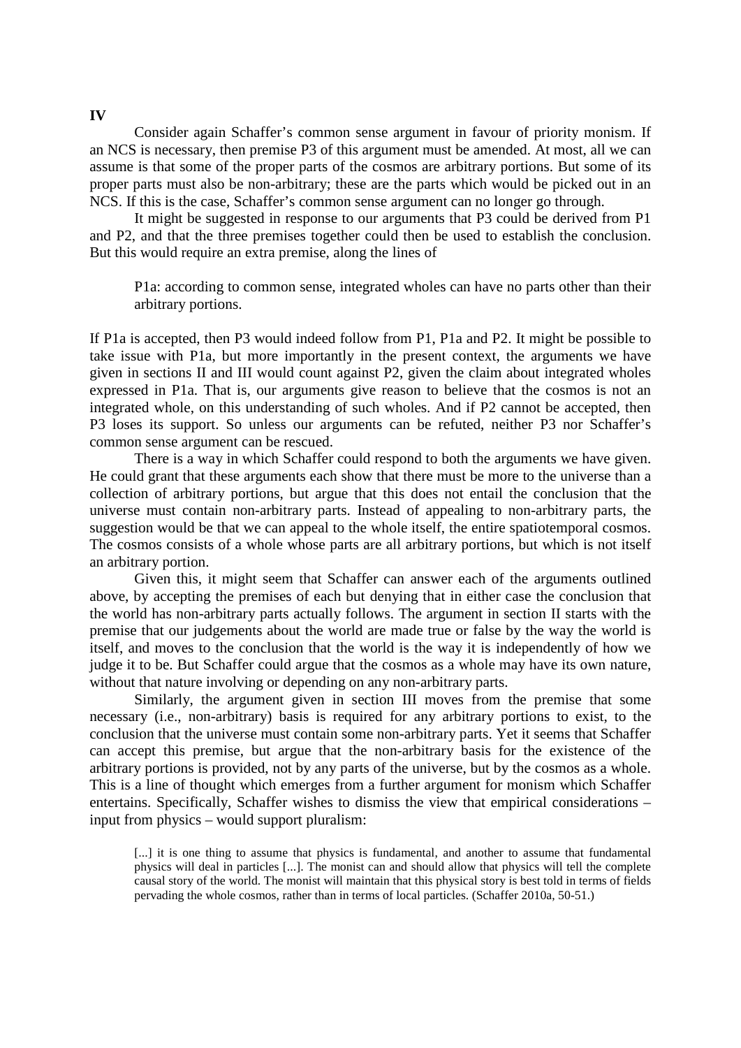## IV

Consider again Schaffer's common sense argument in favour of priority monism. If an NCS is necessary, then premise P3 of this argument must be amended. At most, all we can assume is that some of the proper parts of the cosmos are arbitrary portions. But some of its proper parts must also be non-arbitrary; these are the parts which would be picked out in an NCS. If this is the case, Schaffer's common sense argument can no longer go through.

It might be suggested in response to our arguments that P3 could be derived from P1 and P2, and that the three premises together could then be used to establish the conclusion. But this would require an extra premise, along the lines of

> P1a: according to common sense, integrated wholes can have no parts other than their arbitrary portions.

If P1a is accepted, then P3 would indeed follow from P1, P1a and P2. It might be possible to take issue with P1a, but more importantly in the present context, the arguments we have given in sections II and III would count against P2, given the claim about integrated wholes expressed in P1a. That is, our arguments give reason to believe that the cosmos is not an integrated whole, on this understanding of such wholes. And if P2 cannot be accepted, then P3 loses its support. So unless our arguments can be refuted, neither P3 nor Schaffer's common sense argument can be rescued.

There is a way in which Schaffer could respond to both the arguments we have given. He could grant that these arguments each show that there must be more to the universe than a collection of arbitrary portions, but argue that this does not entail the conclusion that the universe must contain non-arbitrary parts. Instead of appealing to non-arbitrary parts, the suggestion would be that we can appeal to the whole itself, the entire spatiotemporal cosmos. The cosmos consists of a whole whose parts are all arbitrary portions, but which is not itself an arbitrary portion.

Given this, it might seem that Schaffer can answer each of the arguments outlined above, by accepting the premises of each but denying that in either case the conclusion that the world has non-arbitrary parts actually follows. The argument in section II starts with the premise that our judgements about the world are made true or false by the way the world is itself, and moves to the conclusion that the world is the way it is independently of how we judge it to be. But Schaffer could argue that the cosmos as a whole may have its own nature, without that nature involving or depending on any non-arbitrary parts.

Similarly, the argument given in section III moves from the premise that some necessary (i.e., non-arbitrary) basis is required for any arbitrary portions to exist, to the conclusion that the universe must contain some non-arbitrary parts. Yet it seems that Schaffer can accept this premise, but argue that the non-arbitrary basis for the existence of the arbitrary portions is provided, not by any parts of the universe, but by the cosmos as a whole. This is a line of thought which emerges from a further argument for monism which Schaffer entertains. Specifically, Schaffer wishes to dismiss the view that empirical considerations – input from physics – would support pluralism:

> [...] it is one thing to assume that physics is fundamental, and another to assume that fundamental physics will deal in particles [...]. The monist can and should allow that physics will tell the complete causal story of the world. The monist will maintain that this physical story is best told in terms of fields pervading the whole cosmos, rather than in terms of local particles. (Schaffer 2010a, 50-51.)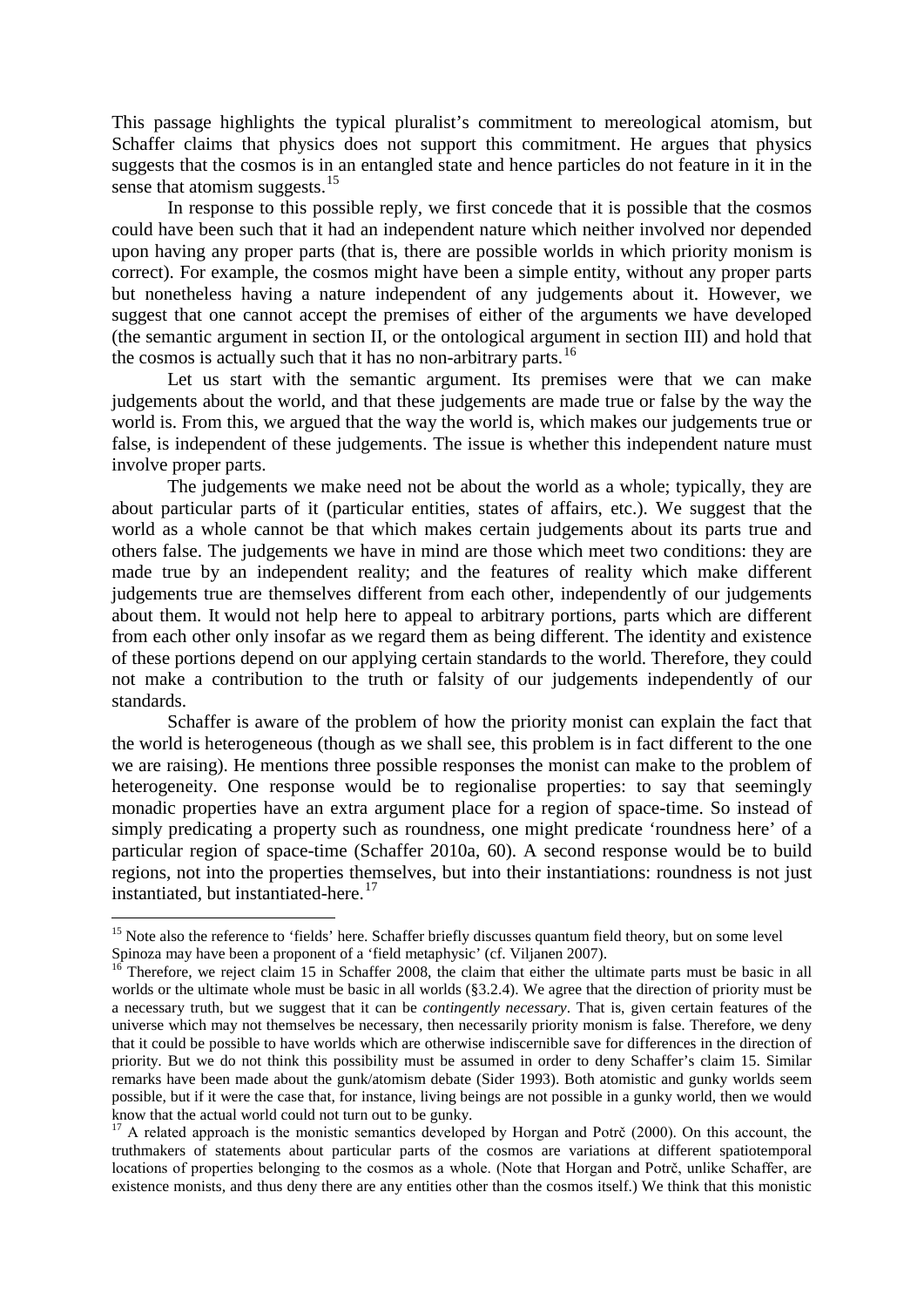This passage highlights the typical pluralist's commitment to mereological atomism, but Schaffer claims that physics does not support this commitment. He argues that physics suggests that the cosmos is in an entangled state and hence particles do not feature in it in the sense that atomism suggests.[15]

In response to this possible reply, we first concede that it is possible that the cosmos could have been such that it had an independent nature which neither involved nor depended upon having any proper parts (that is, there are possible worlds in which priority monism is correct). For example, the cosmos might have been a simple entity, without any proper parts but nonetheless having a nature independent of any judgements about it. However, we suggest that one cannot accept the premises of either of the arguments we have developed (the semantic argument in section II, or the ontological argument in section III) and hold that the cosmos is actually such that it has no non-arbitrary parts.[16]

Let us start with the semantic argument. Its premises were that we can make judgements about the world, and that these judgements are made true or false by the way the world is. From this, we argued that the way the world is, which makes our judgements true or false, is independent of these judgements. The issue is whether this independent nature must involve proper parts.

The judgements we make need not be about the world as a whole; typically, they are about particular parts of it (particular entities, states of affairs, etc.). We suggest that the world as a whole cannot be that which makes certain judgements about its parts true and others false. The judgements we have in mind are those which meet two conditions: they are made true by an independent reality; and the features of reality which make different judgements true are themselves different from each other, independently of our judgements about them. It would not help here to appeal to arbitrary portions, parts which are different from each other only insofar as we regard them as being different. The identity and existence of these portions depend on our applying certain standards to the world. Therefore, they could not make a contribution to the truth or falsity of our judgements independently of our standards.

Schaffer is aware of the problem of how the priority monist can explain the fact that the world is heterogeneous (though as we shall see, this problem is in fact different to the one we are raising). He mentions three possible responses the monist can make to the problem of heterogeneity. One response would be to regionalise properties: to say that seemingly monadic properties have an extra argument place for a region of space-time. So instead of simply predicating a property such as roundness, one might predicate 'roundness here' of a particular region of space-time (Schaffer 2010a, 60). A second response would be to build regions, not into the properties themselves, but into their instantiations: roundness is not just instantiated, but instantiated-here.[17]

---

[15] Note also the reference to 'fields' here. Schaffer briefly discusses quantum field theory, but on some level Spinoza may have been a proponent of a 'field metaphysic' (cf. Viljanen 2007).

[16] Therefore, we reject claim 15 in Schaffer 2008, the claim that either the ultimate parts must be basic in all worlds or the ultimate whole must be basic in all worlds (§3.2.4). We agree that the direction of priority must be a necessary truth, but we suggest that it can be *contingently necessary*. That is, given certain features of the universe which may not themselves be necessary, then necessarily priority monism is false. Therefore, we deny that it could be possible to have worlds which are otherwise indiscernible save for differences in the direction of priority. But we do not think this possibility must be assumed in order to deny Schaffer's claim 15. Similar remarks have been made about the gunk/atomism debate (Sider 1993). Both atomistic and gunky worlds seem possible, but if it were the case that, for instance, living beings are not possible in a gunky world, then we would know that the actual world could not turn out to be gunky.

[17] A related approach is the monistic semantics developed by Horgan and Potrč (2000). On this account, the truthmakers of statements about particular parts of the cosmos are variations at different spatiotemporal locations of properties belonging to the cosmos as a whole. (Note that Horgan and Potrč, unlike Schaffer, are existence monists, and thus deny there are any entities other than the cosmos itself.) We think that this monistic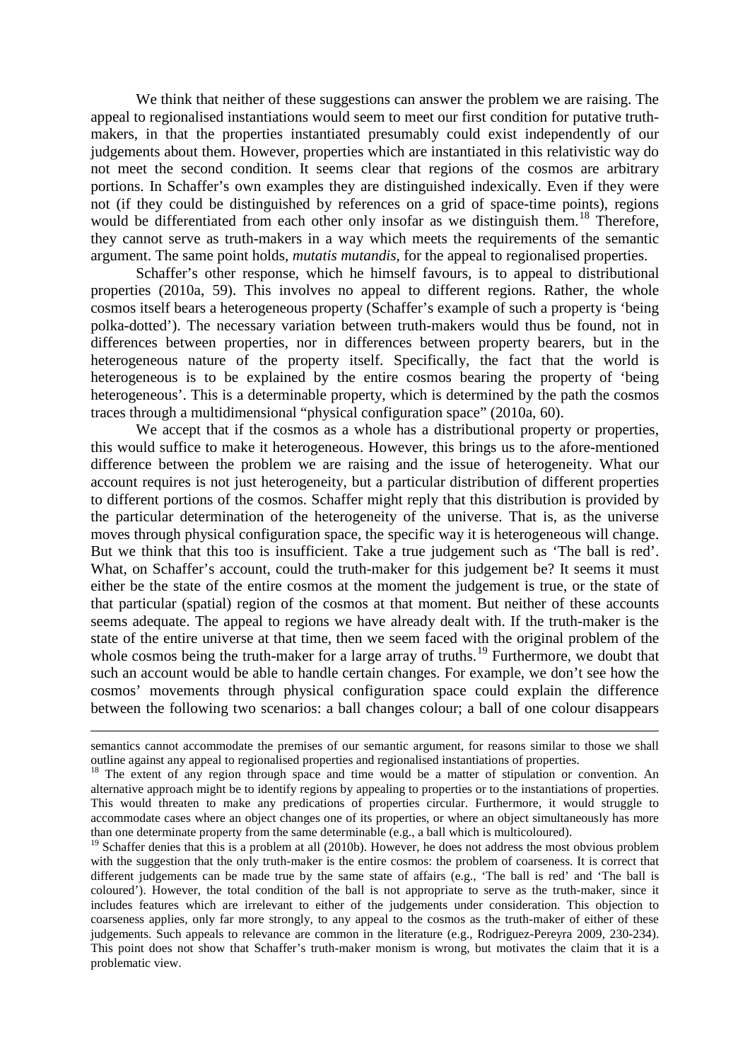We think that neither of these suggestions can answer the problem we are raising. The appeal to regionalised instantiations would seem to meet our first condition for putative truth-makers, in that the properties instantiated presumably could exist independently of our judgements about them. However, properties which are instantiated in this relativistic way do not meet the second condition. It seems clear that regions of the cosmos are arbitrary portions. In Schaffer's own examples they are distinguished indexically. Even if they were not (if they could be distinguished by references on a grid of space-time points), regions would be differentiated from each other only insofar as we distinguish them.[18] Therefore, they cannot serve as truth-makers in a way which meets the requirements of the semantic argument. The same point holds, *mutatis mutandis*, for the appeal to regionalised properties.

Schaffer's other response, which he himself favours, is to appeal to distributional properties (2010a, 59). This involves no appeal to different regions. Rather, the whole cosmos itself bears a heterogeneous property (Schaffer's example of such a property is 'being polka-dotted'). The necessary variation between truth-makers would thus be found, not in differences between properties, nor in differences between property bearers, but in the heterogeneous nature of the property itself. Specifically, the fact that the world is heterogeneous is to be explained by the entire cosmos bearing the property of 'being heterogeneous'. This is a determinable property, which is determined by the path the cosmos traces through a multidimensional "physical configuration space" (2010a, 60).

We accept that if the cosmos as a whole has a distributional property or properties, this would suffice to make it heterogeneous. However, this brings us to the afore-mentioned difference between the problem we are raising and the issue of heterogeneity. What our account requires is not just heterogeneity, but a particular distribution of different properties to different portions of the cosmos. Schaffer might reply that this distribution is provided by the particular determination of the heterogeneity of the universe. That is, as the universe moves through physical configuration space, the specific way it is heterogeneous will change. But we think that this too is insufficient. Take a true judgement such as 'The ball is red'. What, on Schaffer's account, could the truth-maker for this judgement be? It seems it must either be the state of the entire cosmos at the moment the judgement is true, or the state of that particular (spatial) region of the cosmos at that moment. But neither of these accounts seems adequate. The appeal to regions we have already dealt with. If the truth-maker is the state of the entire universe at that time, then we seem faced with the original problem of the whole cosmos being the truth-maker for a large array of truths.[19] Furthermore, we doubt that such an account would be able to handle certain changes. For example, we don't see how the cosmos' movements through physical configuration space could explain the difference between the following two scenarios: a ball changes colour; a ball of one colour disappears

---

semantics cannot accommodate the premises of our semantic argument, for reasons similar to those we shall outline against any appeal to regionalised properties and regionalised instantiations of properties.

[18] The extent of any region through space and time would be a matter of stipulation or convention. An alternative approach might be to identify regions by appealing to properties or to the instantiations of properties. This would threaten to make any predications of properties circular. Furthermore, it would struggle to accommodate cases where an object changes one of its properties, or where an object simultaneously has more than one determinate property from the same determinable (e.g., a ball which is multicoloured).

[19] Schaffer denies that this is a problem at all (2010b). However, he does not address the most obvious problem with the suggestion that the only truth-maker is the entire cosmos: the problem of coarseness. It is correct that different judgements can be made true by the same state of affairs (e.g., 'The ball is red' and 'The ball is coloured'). However, the total condition of the ball is not appropriate to serve as the truth-maker, since it includes features which are irrelevant to either of the judgements under consideration. This objection to coarseness applies, only far more strongly, to any appeal to the cosmos as the truth-maker of either of these judgements. Such appeals to relevance are common in the literature (e.g., Rodriguez-Pereyra 2009, 230-234). This point does not show that Schaffer's truth-maker monism is wrong, but motivates the claim that it is a problematic view.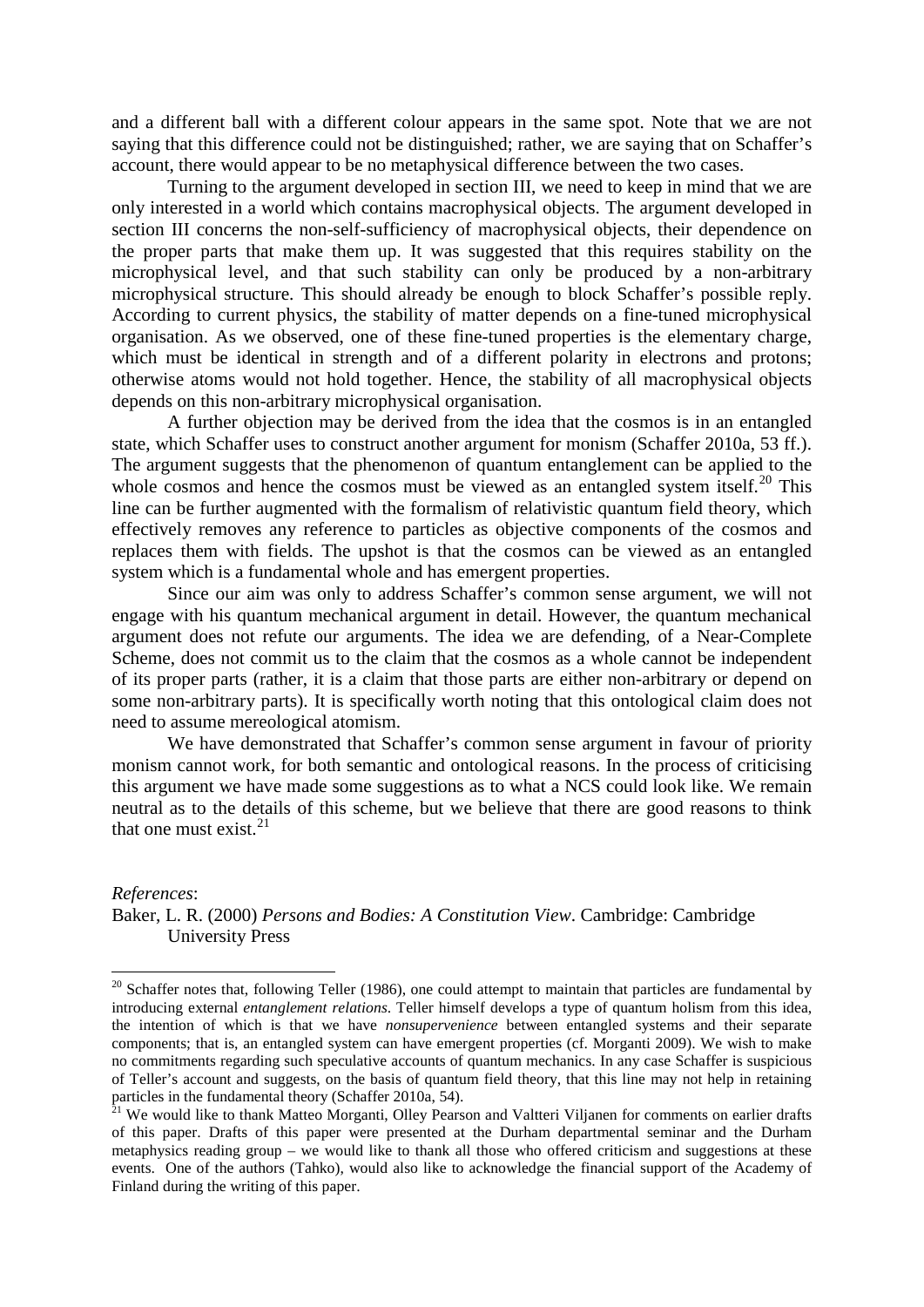and a different ball with a different colour appears in the same spot. Note that we are not saying that this difference could not be distinguished; rather, we are saying that on Schaffer's account, there would appear to be no metaphysical difference between the two cases.

Turning to the argument developed in section III, we need to keep in mind that we are only interested in a world which contains macrophysical objects. The argument developed in section III concerns the non-self-sufficiency of macrophysical objects, their dependence on the proper parts that make them up. It was suggested that this requires stability on the microphysical level, and that such stability can only be produced by a non-arbitrary microphysical structure. This should already be enough to block Schaffer's possible reply. According to current physics, the stability of matter depends on a fine-tuned microphysical organisation. As we observed, one of these fine-tuned properties is the elementary charge, which must be identical in strength and of a different polarity in electrons and protons; otherwise atoms would not hold together. Hence, the stability of all macrophysical objects depends on this non-arbitrary microphysical organisation.

A further objection may be derived from the idea that the cosmos is in an entangled state, which Schaffer uses to construct another argument for monism (Schaffer 2010a, 53 ff.). The argument suggests that the phenomenon of quantum entanglement can be applied to the whole cosmos and hence the cosmos must be viewed as an entangled system itself.[20] This line can be further augmented with the formalism of relativistic quantum field theory, which effectively removes any reference to particles as objective components of the cosmos and replaces them with fields. The upshot is that the cosmos can be viewed as an entangled system which is a fundamental whole and has emergent properties.

Since our aim was only to address Schaffer's common sense argument, we will not engage with his quantum mechanical argument in detail. However, the quantum mechanical argument does not refute our arguments. The idea we are defending, of a Near-Complete Scheme, does not commit us to the claim that the cosmos as a whole cannot be independent of its proper parts (rather, it is a claim that those parts are either non-arbitrary or depend on some non-arbitrary parts). It is specifically worth noting that this ontological claim does not need to assume mereological atomism.

We have demonstrated that Schaffer's common sense argument in favour of priority monism cannot work, for both semantic and ontological reasons. In the process of criticising this argument we have made some suggestions as to what a NCS could look like. We remain neutral as to the details of this scheme, but we believe that there are good reasons to think that one must exist.[21]

*References*:

Baker, L. R. (2000) *Persons and Bodies: A Constitution View*. Cambridge: Cambridge University Press

---

[20] Schaffer notes that, following Teller (1986), one could attempt to maintain that particles are fundamental by introducing external *entanglement relations*. Teller himself develops a type of quantum holism from this idea, the intention of which is that we have *nonsupervenience* between entangled systems and their separate components; that is, an entangled system can have emergent properties (cf. Morganti 2009). We wish to make no commitments regarding such speculative accounts of quantum mechanics. In any case Schaffer is suspicious of Teller's account and suggests, on the basis of quantum field theory, that this line may not help in retaining particles in the fundamental theory (Schaffer 2010a, 54).

[21] We would like to thank Matteo Morganti, Olley Pearson and Valtteri Viljanen for comments on earlier drafts of this paper. Drafts of this paper were presented at the Durham departmental seminar and the Durham metaphysics reading group – we would like to thank all those who offered criticism and suggestions at these events. One of the authors (Tahko), would also like to acknowledge the financial support of the Academy of Finland during the writing of this paper.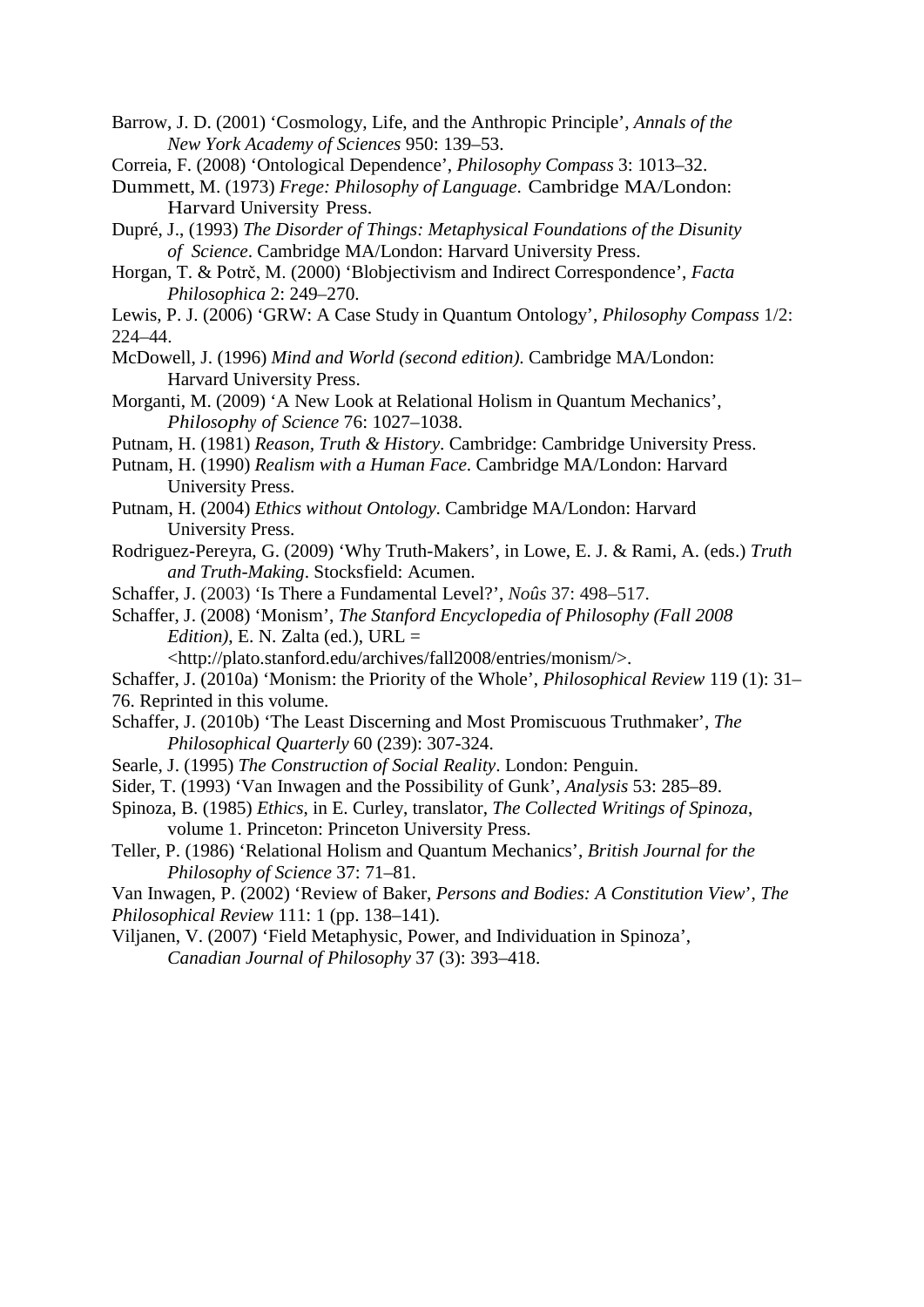Barrow, J. D. (2001) 'Cosmology, Life, and the Anthropic Principle', *Annals of the New York Academy of Sciences* 950: 139–53.

Correia, F. (2008) 'Ontological Dependence', *Philosophy Compass* 3: 1013–32.

Dummett, M. (1973) *Frege: Philosophy of Language*. Cambridge MA/London: Harvard University Press.

Dupré, J., (1993) *The Disorder of Things: Metaphysical Foundations of the Disunity of Science*. Cambridge MA/London: Harvard University Press.

Horgan, T. & Potrč, M. (2000) 'Blobjectivism and Indirect Correspondence', *Facta Philosophica* 2: 249–270.

Lewis, P. J. (2006) 'GRW: A Case Study in Quantum Ontology', *Philosophy Compass* 1/2: 224–44.

McDowell, J. (1996) *Mind and World (second edition)*. Cambridge MA/London: Harvard University Press.

Morganti, M. (2009) 'A New Look at Relational Holism in Quantum Mechanics', *Philosophy of Science* 76: 1027–1038.

Putnam, H. (1981) *Reason, Truth & History*. Cambridge: Cambridge University Press.

Putnam, H. (1990) *Realism with a Human Face*. Cambridge MA/London: Harvard University Press.

Putnam, H. (2004) *Ethics without Ontology*. Cambridge MA/London: Harvard University Press.

Rodriguez-Pereyra, G. (2009) 'Why Truth-Makers', in Lowe, E. J. & Rami, A. (eds.) *Truth and Truth-Making*. Stocksfield: Acumen.

Schaffer, J. (2003) 'Is There a Fundamental Level?', *Noûs* 37: 498–517.

Schaffer, J. (2008) 'Monism', *The Stanford Encyclopedia of Philosophy (Fall 2008 Edition)*, E. N. Zalta (ed.), URL = <http://plato.stanford.edu/archives/fall2008/entries/monism/>.

Schaffer, J. (2010a) 'Monism: the Priority of the Whole', *Philosophical Review* 119 (1): 31–76. Reprinted in this volume.

Schaffer, J. (2010b) 'The Least Discerning and Most Promiscuous Truthmaker', *The Philosophical Quarterly* 60 (239): 307-324.

Searle, J. (1995) *The Construction of Social Reality*. London: Penguin.

Sider, T. (1993) 'Van Inwagen and the Possibility of Gunk', *Analysis* 53: 285–89.

Spinoza, B. (1985) *Ethics*, in E. Curley, translator, *The Collected Writings of Spinoza*, volume 1. Princeton: Princeton University Press.

Teller, P. (1986) 'Relational Holism and Quantum Mechanics', *British Journal for the Philosophy of Science* 37: 71–81.

Van Inwagen, P. (2002) 'Review of Baker, *Persons and Bodies: A Constitution View*', *The Philosophical Review* 111: 1 (pp. 138–141).

Viljanen, V. (2007) 'Field Metaphysic, Power, and Individuation in Spinoza', *Canadian Journal of Philosophy* 37 (3): 393–418.